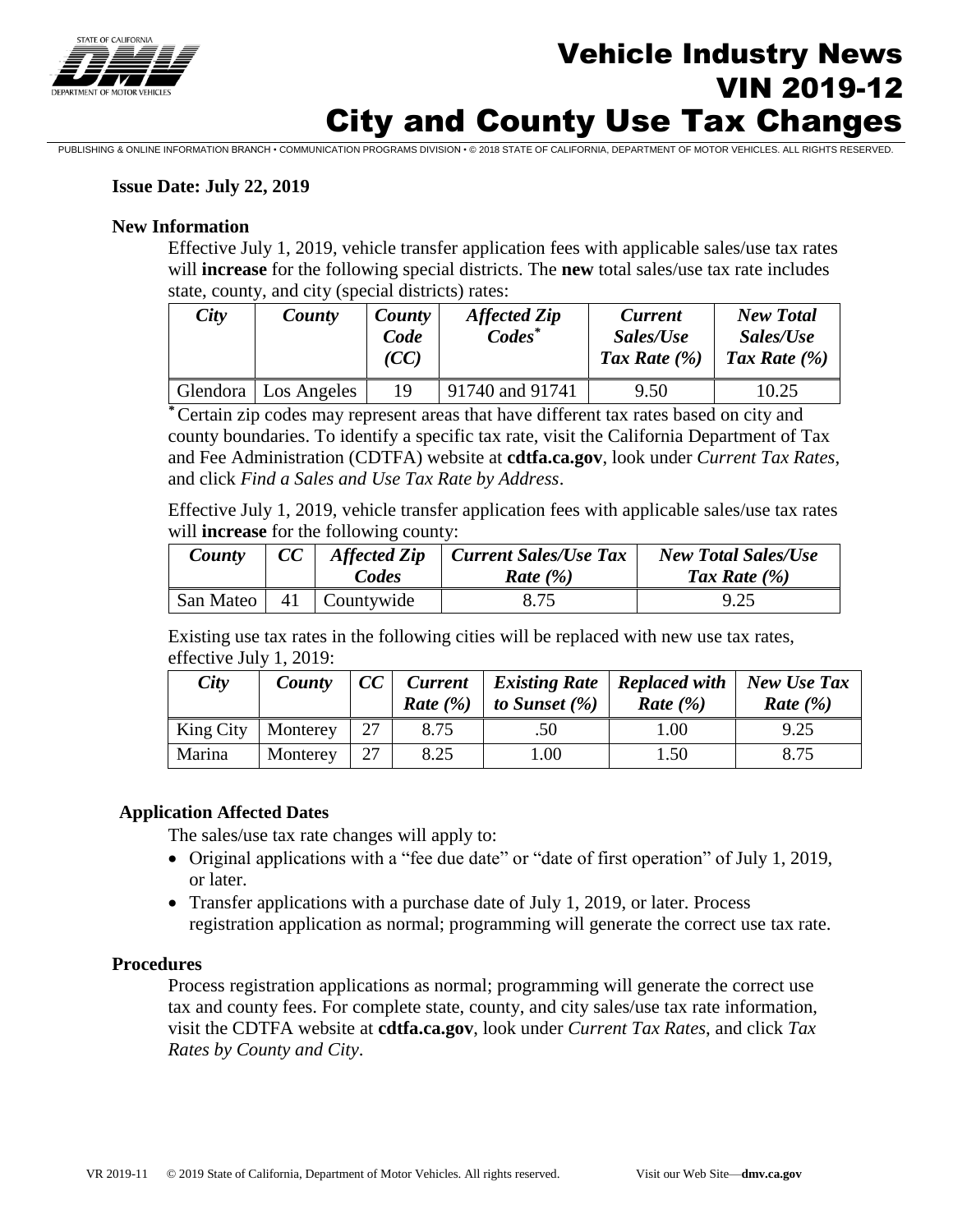# Vehicle Industry News
# VIN 2019-12
# City and County Use Tax Changes

PUBLISHING & ONLINE INFORMATION BRANCH • COMMUNICATION PROGRAMS DIVISION • © 2018 STATE OF CALIFORNIA, DEPARTMENT OF MOTOR VEHICLES. ALL RIGHTS RESERVED.

**Issue Date: July 22, 2019**

**New Information**

Effective July 1, 2019, vehicle transfer application fees with applicable sales/use tax rates will **increase** for the following special districts. The **new** total sales/use tax rate includes state, county, and city (special districts) rates:

| *City* | *County* | *County Code (CC)* | *Affected Zip Codes** | *Current Sales/Use Tax Rate (%)* | *New Total Sales/Use Tax Rate (%)* |
|---|---|---|---|---|---|
| Glendora | Los Angeles | 19 | 91740 and 91741 | 9.50 | 10.25 |

*Certain zip codes may represent areas that have different tax rates based on city and county boundaries. To identify a specific tax rate, visit the California Department of Tax and Fee Administration (CDTFA) website at **cdtfa.ca.gov**, look under *Current Tax Rates*, and click *Find a Sales and Use Tax Rate by Address*.

Effective July 1, 2019, vehicle transfer application fees with applicable sales/use tax rates will **increase** for the following county:

| *County* | *CC* | *Affected Zip Codes* | *Current Sales/Use Tax Rate (%)* | *New Total Sales/Use Tax Rate (%)* |
|---|---|---|---|---|
| San Mateo | 41 | Countywide | 8.75 | 9.25 |

Existing use tax rates in the following cities will be replaced with new use tax rates, effective July 1, 2019:

| *City* | *County* | *CC* | *Current Rate (%)* | *Existing Rate to Sunset (%)* | *Replaced with Rate (%)* | *New Use Tax Rate (%)* |
|---|---|---|---|---|---|---|
| King City | Monterey | 27 | 8.75 | .50 | 1.00 | 9.25 |
| Marina | Monterey | 27 | 8.25 | 1.00 | 1.50 | 8.75 |

**Application Affected Dates**

The sales/use tax rate changes will apply to:

- Original applications with a "fee due date" or "date of first operation" of July 1, 2019, or later.
- Transfer applications with a purchase date of July 1, 2019, or later. Process registration application as normal; programming will generate the correct use tax rate.

**Procedures**

Process registration applications as normal; programming will generate the correct use tax and county fees. For complete state, county, and city sales/use tax rate information, visit the CDTFA website at **cdtfa.ca.gov**, look under *Current Tax Rates*, and click *Tax Rates by County and City*.

VR 2019-11 © 2019 State of California, Department of Motor Vehicles. All rights reserved. Visit our Web Site—**dmv.ca.gov**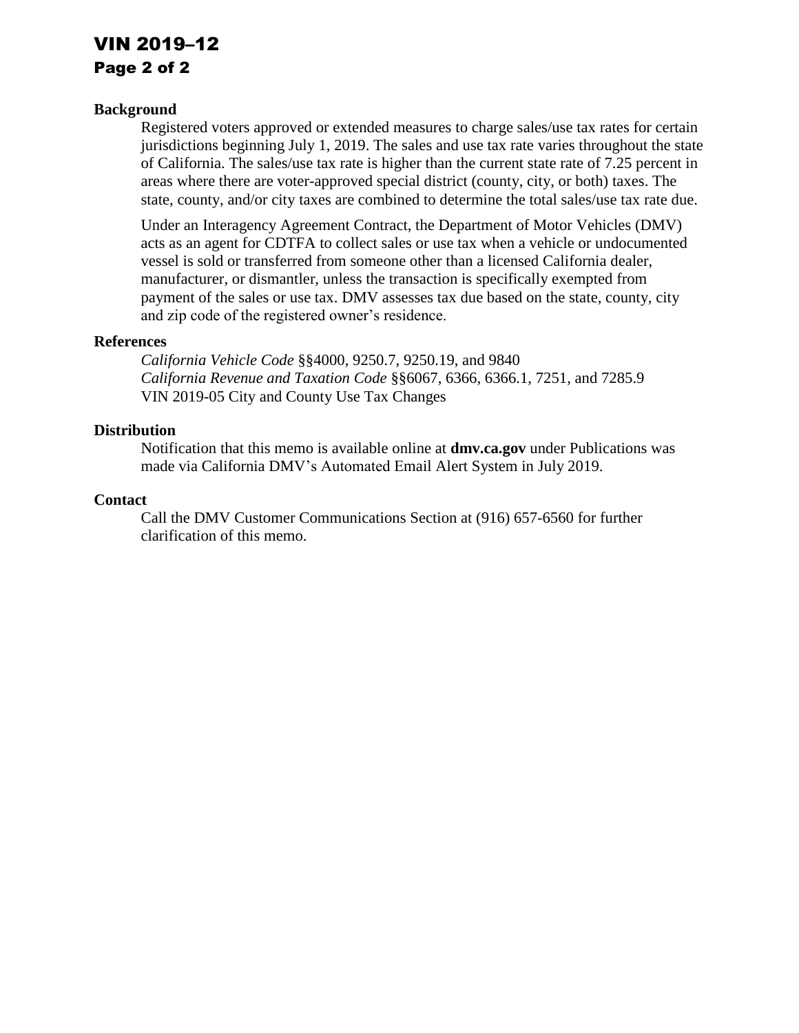## Background

Registered voters approved or extended measures to charge sales/use tax rates for certain jurisdictions beginning July 1, 2019. The sales and use tax rate varies throughout the state of California. The sales/use tax rate is higher than the current state rate of 7.25 percent in areas where there are voter-approved special district (county, city, or both) taxes. The state, county, and/or city taxes are combined to determine the total sales/use tax rate due.

Under an Interagency Agreement Contract, the Department of Motor Vehicles (DMV) acts as an agent for CDTFA to collect sales or use tax when a vehicle or undocumented vessel is sold or transferred from someone other than a licensed California dealer, manufacturer, or dismantler, unless the transaction is specifically exempted from payment of the sales or use tax. DMV assesses tax due based on the state, county, city and zip code of the registered owner's residence.

## References

*California Vehicle Code* §§4000, 9250.7, 9250.19, and 9840
*California Revenue and Taxation Code* §§6067, 6366, 6366.1, 7251, and 7285.9
VIN 2019-05 City and County Use Tax Changes

## Distribution

Notification that this memo is available online at **dmv.ca.gov** under Publications was made via California DMV's Automated Email Alert System in July 2019.

## Contact

Call the DMV Customer Communications Section at (916) 657-6560 for further clarification of this memo.